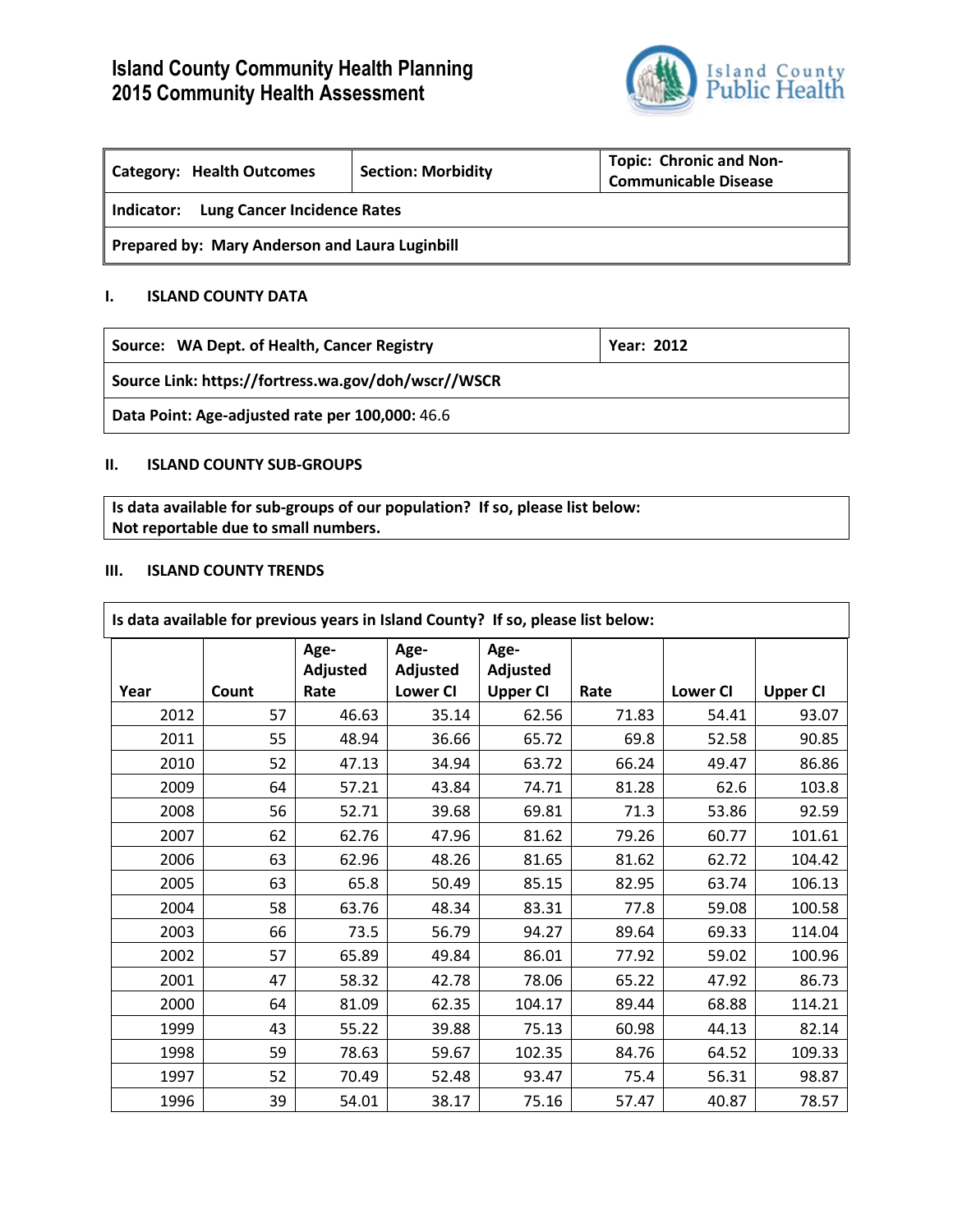# Island County Community Health Planning
# 2015 Community Health Assessment

| Category: Health Outcomes | Section: Morbidity | Topic: Chronic and Non-Communicable Disease |
|---|---|---|
| **Indicator:** Lung Cancer Incidence Rates | | |
| **Prepared by:** Mary Anderson and Laura Luginbill | | |

## I. ISLAND COUNTY DATA

| Source: WA Dept. of Health, Cancer Registry | Year: 2012 |
|---|---|
| **Source Link:** https://fortress.wa.gov/doh/wscr//WSCR | |
| **Data Point: Age-adjusted rate per 100,000:** 46.6 | |

## II. ISLAND COUNTY SUB-GROUPS

**Is data available for sub-groups of our population? If so, please list below:**
**Not reportable due to small numbers.**

## III. ISLAND COUNTY TRENDS

**Is data available for previous years in Island County? If so, please list below:**

| Year | Count | Age-Adjusted Rate | Age-Adjusted Lower CI | Age-Adjusted Upper CI | Rate | Lower CI | Upper CI |
|---|---|---|---|---|---|---|---|
| 2012 | 57 | 46.63 | 35.14 | 62.56 | 71.83 | 54.41 | 93.07 |
| 2011 | 55 | 48.94 | 36.66 | 65.72 | 69.8 | 52.58 | 90.85 |
| 2010 | 52 | 47.13 | 34.94 | 63.72 | 66.24 | 49.47 | 86.86 |
| 2009 | 64 | 57.21 | 43.84 | 74.71 | 81.28 | 62.6 | 103.8 |
| 2008 | 56 | 52.71 | 39.68 | 69.81 | 71.3 | 53.86 | 92.59 |
| 2007 | 62 | 62.76 | 47.96 | 81.62 | 79.26 | 60.77 | 101.61 |
| 2006 | 63 | 62.96 | 48.26 | 81.65 | 81.62 | 62.72 | 104.42 |
| 2005 | 63 | 65.8 | 50.49 | 85.15 | 82.95 | 63.74 | 106.13 |
| 2004 | 58 | 63.76 | 48.34 | 83.31 | 77.8 | 59.08 | 100.58 |
| 2003 | 66 | 73.5 | 56.79 | 94.27 | 89.64 | 69.33 | 114.04 |
| 2002 | 57 | 65.89 | 49.84 | 86.01 | 77.92 | 59.02 | 100.96 |
| 2001 | 47 | 58.32 | 42.78 | 78.06 | 65.22 | 47.92 | 86.73 |
| 2000 | 64 | 81.09 | 62.35 | 104.17 | 89.44 | 68.88 | 114.21 |
| 1999 | 43 | 55.22 | 39.88 | 75.13 | 60.98 | 44.13 | 82.14 |
| 1998 | 59 | 78.63 | 59.67 | 102.35 | 84.76 | 64.52 | 109.33 |
| 1997 | 52 | 70.49 | 52.48 | 93.47 | 75.4 | 56.31 | 98.87 |
| 1996 | 39 | 54.01 | 38.17 | 75.16 | 57.47 | 40.87 | 78.57 |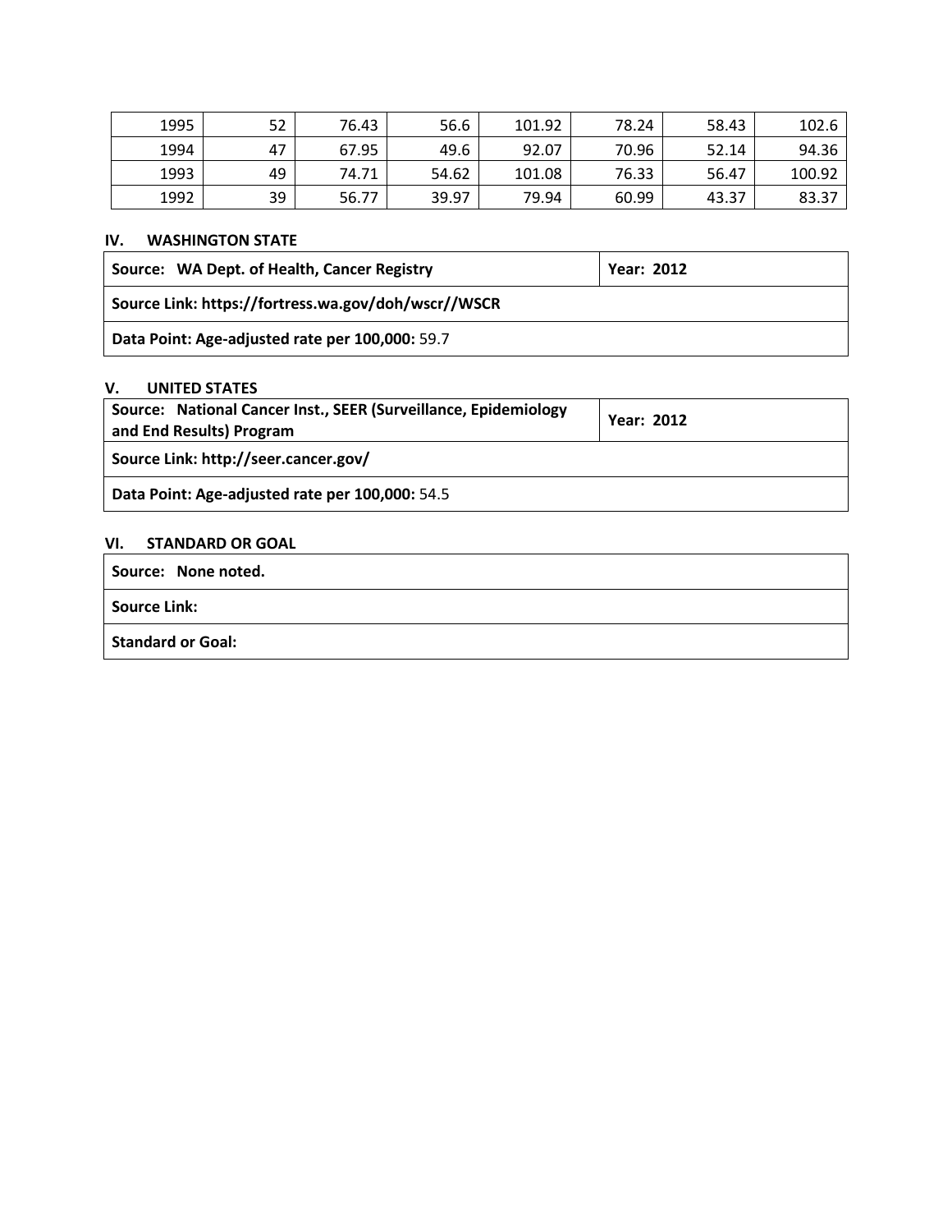| | | | | | | | |
|---|---|---|---|---|---|---|---|
| 1995 | 52 | 76.43 | 56.6 | 101.92 | 78.24 | 58.43 | 102.6 |
| 1994 | 47 | 67.95 | 49.6 | 92.07 | 70.96 | 52.14 | 94.36 |
| 1993 | 49 | 74.71 | 54.62 | 101.08 | 76.33 | 56.47 | 100.92 |
| 1992 | 39 | 56.77 | 39.97 | 79.94 | 60.99 | 43.37 | 83.37 |

## IV. WASHINGTON STATE

| | |
|---|---|
| **Source: WA Dept. of Health, Cancer Registry** | **Year: 2012** |
| **Source Link: https://fortress.wa.gov/doh/wscr//WSCR** | |
| **Data Point: Age-adjusted rate per 100,000:** 59.7 | |

## V. UNITED STATES

| | |
|---|---|
| **Source: National Cancer Inst., SEER (Surveillance, Epidemiology and End Results) Program** | **Year: 2012** |
| **Source Link: http://seer.cancer.gov/** | |
| **Data Point: Age-adjusted rate per 100,000:** 54.5 | |

## VI. STANDARD OR GOAL

| |
|---|
| **Source: None noted.** |
| **Source Link:** |
| **Standard or Goal:** |